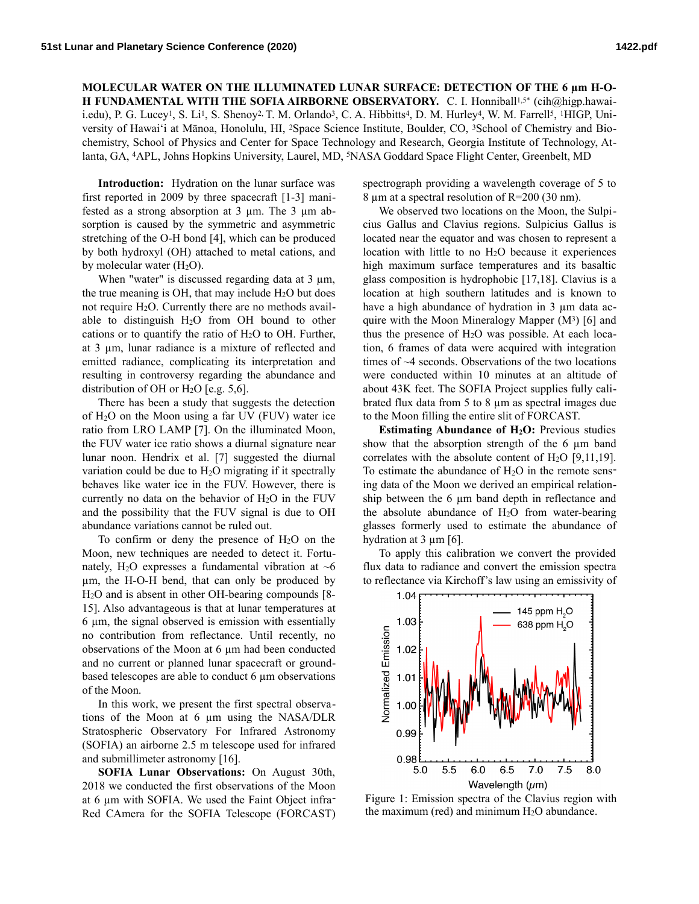**MOLECULAR WATER ON THE ILLUMINATED LUNAR SURFACE: DETECTION OF THE 6 µm H-O-H FUNDAMENTAL WITH THE SOFIA AIRBORNE OBSERVATORY.** C. I. Honniball[1,5*] (cih@higp.hawaii.edu), P. G. Lucey[1], S. Li[1], S. Shenoy[2], T. M. Orlando[3], C. A. Hibbitts[4], D. M. Hurley[4], W. M. Farrell[5], [1]HIGP, University of Hawaiʻi at Mānoa, Honolulu, HI, [2]Space Science Institute, Boulder, CO, [3]School of Chemistry and Biochemistry, School of Physics and Center for Space Technology and Research, Georgia Institute of Technology, Atlanta, GA, [4]APL, Johns Hopkins University, Laurel, MD, [5]NASA Goddard Space Flight Center, Greenbelt, MD

**Introduction:** Hydration on the lunar surface was first reported in 2009 by three spacecraft [1-3] manifested as a strong absorption at 3 µm. The 3 µm absorption is caused by the symmetric and asymmetric stretching of the O-H bond [4], which can be produced by both hydroxyl (OH) attached to metal cations, and by molecular water ($H_2O$).

When "water" is discussed regarding data at 3 µm, the true meaning is OH, that may include $H_2O$ but does not require $H_2O$. Currently there are no methods available to distinguish $H_2O$ from OH bound to other cations or to quantify the ratio of $H_2O$ to OH. Further, at 3 µm, lunar radiance is a mixture of reflected and emitted radiance, complicating its interpretation and resulting in controversy regarding the abundance and distribution of OH or $H_2O$ [e.g. 5,6].

There has been a study that suggests the detection of $H_2O$ on the Moon using a far UV (FUV) water ice ratio from LRO LAMP [7]. On the illuminated Moon, the FUV water ice ratio shows a diurnal signature near lunar noon. Hendrix et al. [7] suggested the diurnal variation could be due to $H_2O$ migrating if it spectrally behaves like water ice in the FUV. However, there is currently no data on the behavior of $H_2O$ in the FUV and the possibility that the FUV signal is due to OH abundance variations cannot be ruled out.

To confirm or deny the presence of $H_2O$ on the Moon, new techniques are needed to detect it. Fortunately, $H_2O$ expresses a fundamental vibration at ~6 µm, the H-O-H bend, that can only be produced by $H_2O$ and is absent in other OH-bearing compounds [8-15]. Also advantageous is that at lunar temperatures at 6 µm, the signal observed is emission with essentially no contribution from reflectance. Until recently, no observations of the Moon at 6 µm had been conducted and no current or planned lunar spacecraft or ground-based telescopes are able to conduct 6 µm observations of the Moon.

In this work, we present the first spectral observations of the Moon at 6 µm using the NASA/DLR Stratospheric Observatory For Infrared Astronomy (SOFIA) an airborne 2.5 m telescope used for infrared and submillimeter astronomy [16].

**SOFIA Lunar Observations:** On August 30th, 2018 we conducted the first observations of the Moon at 6 µm with SOFIA. We used the Faint Object infraRed CAmera for the SOFIA Telescope (FORCAST) spectrograph providing a wavelength coverage of 5 to 8 µm at a spectral resolution of R=200 (30 nm).

We observed two locations on the Moon, the Sulpicius Gallus and Clavius regions. Sulpicius Gallus is located near the equator and was chosen to represent a location with little to no $H_2O$ because it experiences high maximum surface temperatures and its basaltic glass composition is hydrophobic [17,18]. Clavius is a location at high southern latitudes and is known to have a high abundance of hydration in 3 µm data acquire with the Moon Mineralogy Mapper ($M^3$) [6] and thus the presence of $H_2O$ was possible. At each location, 6 frames of data were acquired with integration times of ~4 seconds. Observations of the two locations were conducted within 10 minutes at an altitude of about 43K feet. The SOFIA Project supplies fully calibrated flux data from 5 to 8 µm as spectral images due to the Moon filling the entire slit of FORCAST.

**Estimating Abundance of $H_2O$:** Previous studies show that the absorption strength of the 6 µm band correlates with the absolute content of $H_2O$ [9,11,19]. To estimate the abundance of $H_2O$ in the remote sensing data of the Moon we derived an empirical relationship between the 6 µm band depth in reflectance and the absolute abundance of $H_2O$ from water-bearing glasses formerly used to estimate the abundance of hydration at 3 µm [6].

To apply this calibration we convert the provided flux data to radiance and convert the emission spectra to reflectance via Kirchoff's law using an emissivity of

Figure 1: Emission spectra of the Clavius region with the maximum (red) and minimum $H_2O$ abundance.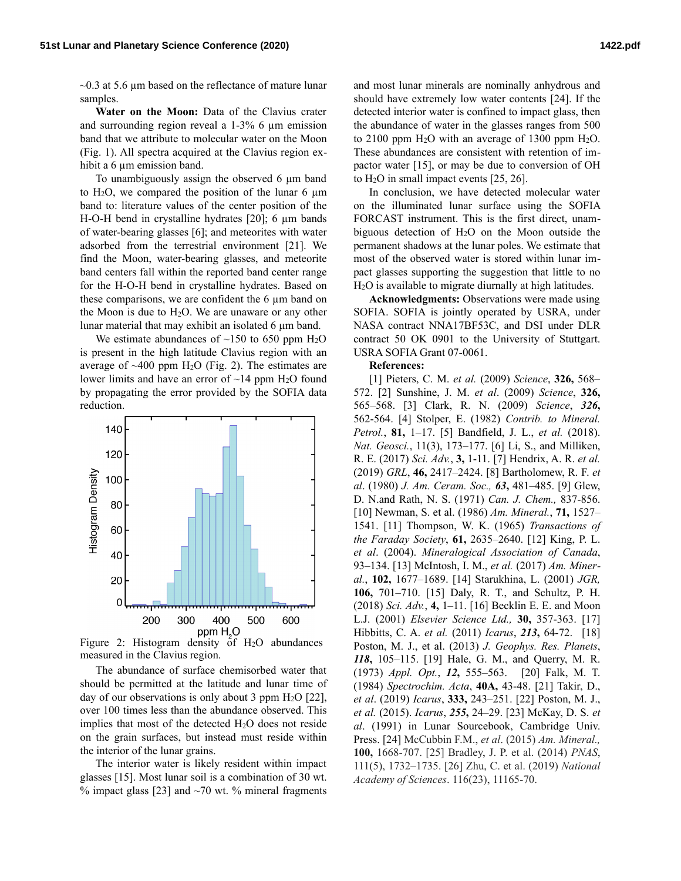~0.3 at 5.6 μm based on the reflectance of mature lunar samples.

**Water on the Moon:** Data of the Clavius crater and surrounding region reveal a 1-3% 6 μm emission band that we attribute to molecular water on the Moon (Fig. 1). All spectra acquired at the Clavius region exhibit a 6 μm emission band.

To unambiguously assign the observed 6 μm band to $H_2O$, we compared the position of the lunar 6 μm band to: literature values of the center position of the H-O-H bend in crystalline hydrates [20]; 6 μm bands of water-bearing glasses [6]; and meteorites with water adsorbed from the terrestrial environment [21]. We find the Moon, water-bearing glasses, and meteorite band centers fall within the reported band center range for the H-O-H bend in crystalline hydrates. Based on these comparisons, we are confident the 6 μm band on the Moon is due to $H_2O$. We are unaware or any other lunar material that may exhibit an isolated 6 μm band.

We estimate abundances of ~150 to 650 ppm $H_2O$ is present in the high latitude Clavius region with an average of ~400 ppm $H_2O$ (Fig. 2). The estimates are lower limits and have an error of ~14 ppm $H_2O$ found by propagating the error provided by the SOFIA data reduction.

Histogram Density
140
120
100
80
60
40
20
0
200
300
400
500
600
ppm $H_2O$

Figure 2: Histogram density of $H_2O$ abundances measured in the Clavius region.

The abundance of surface chemisorbed water that should be permitted at the latitude and lunar time of day of our observations is only about 3 ppm $H_2O$ [22], over 100 times less than the abundance observed. This implies that most of the detected $H_2O$ does not reside on the grain surfaces, but instead must reside within the interior of the lunar grains.

The interior water is likely resident within impact glasses [15]. Most lunar soil is a combination of 30 wt. % impact glass [23] and ~70 wt. % mineral fragments and most lunar minerals are nominally anhydrous and should have extremely low water contents [24]. If the detected interior water is confined to impact glass, then the abundance of water in the glasses ranges from 500 to 2100 ppm $H_2O$ with an average of 1300 ppm $H_2O$. These abundances are consistent with retention of impactor water [15], or may be due to conversion of OH to $H_2O$ in small impact events [25, 26].

In conclusion, we have detected molecular water on the illuminated lunar surface using the SOFIA FORCAST instrument. This is the first direct, unambiguous detection of $H_2O$ on the Moon outside the permanent shadows at the lunar poles. We estimate that most of the observed water is stored within lunar impact glasses supporting the suggestion that little to no $H_2O$ is available to migrate diurnally at high latitudes.

**Acknowledgments:** Observations were made using SOFIA. SOFIA is jointly operated by USRA, under NASA contract NNA17BF53C, and DSI under DLR contract 50 OK 0901 to the University of Stuttgart. USRA SOFIA Grant 07-0061.

**References:**

[1] Pieters, C. M. *et al.* (2009) *Science*, **326,** 568–572. [2] Sunshine, J. M. *et al*. (2009) *Science*, **326,** 565–568. [3] Clark, R. N. (2009) *Science*, ***326*,** 562-564. [4] Stolper, E. (1982) *Contrib. to Mineral. Petrol.*, **81,** 1–17. [5] Bandfield, J. L., *et al.* (2018). *Nat. Geosci.*, 11(3), 173–177. [6] Li, S., and Milliken, R. E. (2017) *Sci. Adv.*, **3,** 1-11. [7] Hendrix, A. R. *et al.* (2019) *GRL*, **46,** 2417–2424. [8] Bartholomew, R. F. *et al*. (1980) *J. Am. Ceram. Soc., **63***, 481–485. [9] Glew, D. N.and Rath, N. S. (1971) *Can. J. Chem.,* 837-856. [10] Newman, S. et al. (1986) *Am. Mineral.*, **71,** 1527–1541. [11] Thompson, W. K. (1965) *Transactions of the Faraday Society*, **61,** 2635–2640. [12] King, P. L. *et al*. (2004). *Mineralogical Association of Canada*, 93–134. [13] McIntosh, I. M., *et al.* (2017) *Am. Mineral.*, **102,** 1677–1689. [14] Starukhina, L. (2001) *JGR,* **106,** 701–710. [15] Daly, R. T., and Schultz, P. H. (2018) *Sci. Adv.*, **4,** 1–11. [16] Becklin E. E. and Moon L.J. (2001) *Elsevier Science Ltd.,* **30,** 357-363. [17] Hibbitts, C. A. *et al.* (2011) *Icarus*, ***213*,** 64-72. [18] Poston, M. J., et al. (2013) *J. Geophys. Res. Planets*, ***118*,** 105–115. [19] Hale, G. M., and Querry, M. R. (1973) *Appl. Opt.*, ***12*,** 555–563. [20] Falk, M. T. (1984) *Spectrochim. Acta*, **40A,** 43-48. [21] Takir, D., *et al*. (2019) *Icarus*, **333,** 243–251. [22] Poston, M. J., *et al.* (2015). *Icarus*, ***255*,** 24–29. [23] McKay, D. S. *et al*. (1991) in Lunar Sourcebook, Cambridge Univ. Press. [24] McCubbin F.M., *et al*. (2015) *Am. Mineral.,* **100,** 1668-707. [25] Bradley, J. P. et al. (2014) *PNAS*, 111(5), 1732–1735. [26] Zhu, C. et al. (2019) *National Academy of Sciences*. 116(23), 11165-70.